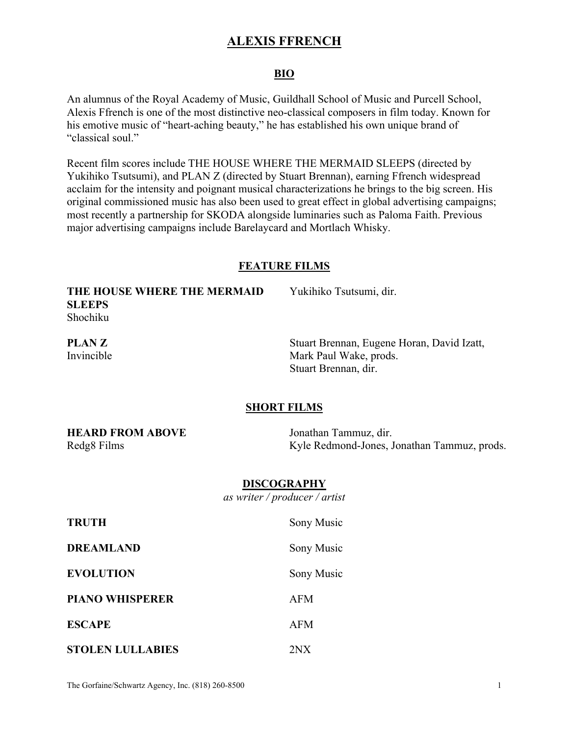# ALEXIS FFRENCH

## BIO

An alumnus of the Royal Academy of Music, Guildhall School of Music and Purcell School, Alexis Ffrench is one of the most distinctive neo-classical composers in film today. Known for his emotive music of "heart-aching beauty," he has established his own unique brand of "classical soul."

Recent film scores include THE HOUSE WHERE THE MERMAID SLEEPS (directed by Yukihiko Tsutsumi), and PLAN Z (directed by Stuart Brennan), earning Ffrench widespread acclaim for the intensity and poignant musical characterizations he brings to the big screen. His original commissioned music has also been used to great effect in global advertising campaigns; most recently a partnership for SKODA alongside luminaries such as Paloma Faith. Previous major advertising campaigns include Barelaycard and Mortlach Whisky.

## FEATURE FILMS

| | |
|---|---|
| **THE HOUSE WHERE THE MERMAID SLEEPS**<br>Shochiku | Yukihiko Tsutsumi, dir. |
| **PLAN Z**<br>Invincible | Stuart Brennan, Eugene Horan, David Izatt, Mark Paul Wake, prods.<br>Stuart Brennan, dir. |

## SHORT FILMS

| | |
|---|---|
| **HEARD FROM ABOVE**<br>Redg8 Films | Jonathan Tammuz, dir.<br>Kyle Redmond-Jones, Jonathan Tammuz, prods. |

## DISCOGRAPHY

*as writer / producer / artist*

| | |
|---|---|
| **TRUTH** | Sony Music |
| **DREAMLAND** | Sony Music |
| **EVOLUTION** | Sony Music |
| **PIANO WHISPERER** | AFM |
| **ESCAPE** | AFM |
| **STOLEN LULLABIES** | 2NX |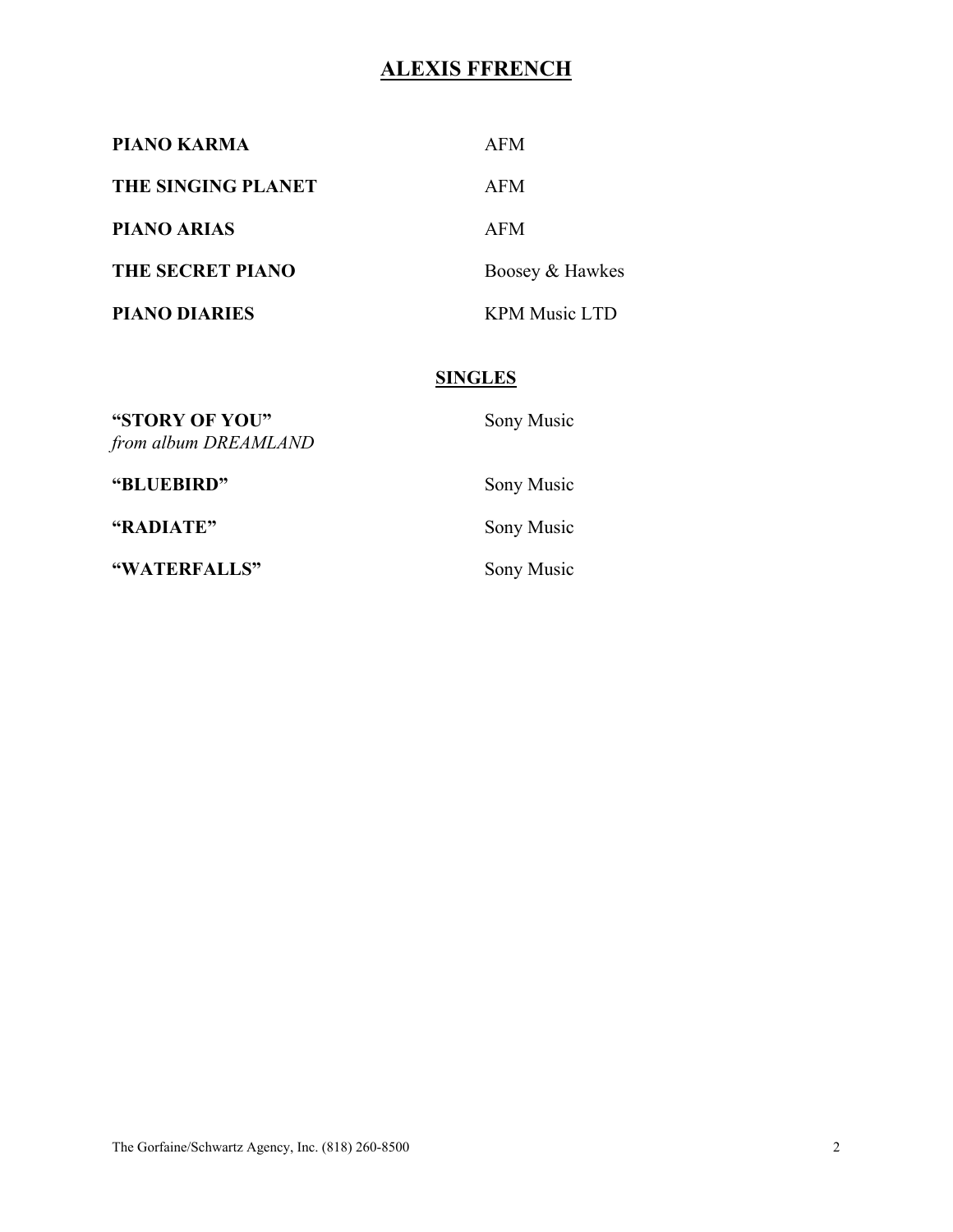# ALEXIS FFRENCH

| | |
|---|---|
| **PIANO KARMA** | AFM |
| **THE SINGING PLANET** | AFM |
| **PIANO ARIAS** | AFM |
| **THE SECRET PIANO** | Boosey & Hawkes |
| **PIANO DIARIES** | KPM Music LTD |

## SINGLES

| | |
|---|---|
| **"STORY OF YOU"** *from album DREAMLAND* | Sony Music |
| **"BLUEBIRD"** | Sony Music |
| **"RADIATE"** | Sony Music |
| **"WATERFALLS"** | Sony Music |

The Gorfaine/Schwartz Agency, Inc. (818) 260-8500